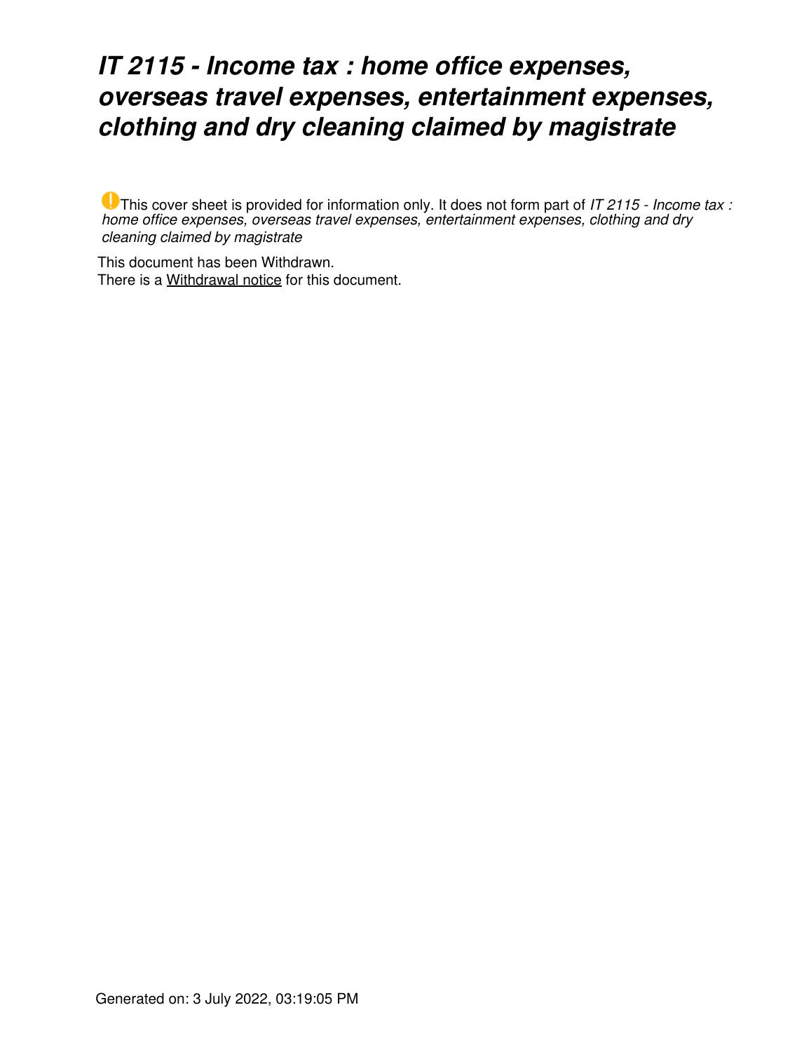# IT 2115 - Income tax : home office expenses, overseas travel expenses, entertainment expenses, clothing and dry cleaning claimed by magistrate

This cover sheet is provided for information only. It does not form part of *IT 2115 - Income tax : home office expenses, overseas travel expenses, entertainment expenses, clothing and dry cleaning claimed by magistrate*

This document has been Withdrawn.
There is a Withdrawal notice for this document.

Generated on: 3 July 2022, 03:19:05 PM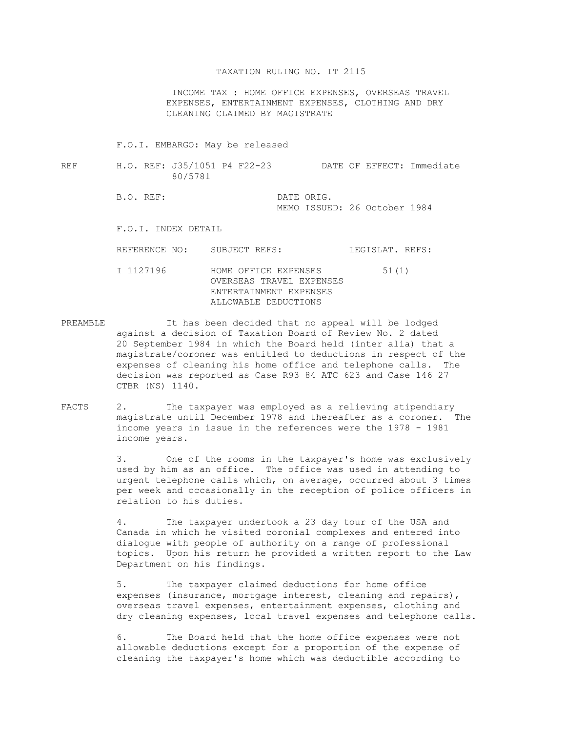TAXATION RULING NO. IT 2115

INCOME TAX : HOME OFFICE EXPENSES, OVERSEAS TRAVEL EXPENSES, ENTERTAINMENT EXPENSES, CLOTHING AND DRY CLEANING CLAIMED BY MAGISTRATE

F.O.I. EMBARGO: May be released

REF H.O. REF: J35/1051 P4 F22-23 80/5781 DATE OF EFFECT: Immediate

B.O. REF: DATE ORIG. MEMO ISSUED: 26 October 1984

F.O.I. INDEX DETAIL

| REFERENCE NO: | SUBJECT REFS: | LEGISLAT. REFS: |
| --- | --- | --- |
| I 1127196 | HOME OFFICE EXPENSES<br>OVERSEAS TRAVEL EXPENSES<br>ENTERTAINMENT EXPENSES<br>ALLOWABLE DEDUCTIONS | 51(1) |

PREAMBLE It has been decided that no appeal will be lodged against a decision of Taxation Board of Review No. 2 dated 20 September 1984 in which the Board held (inter alia) that a magistrate/coroner was entitled to deductions in respect of the expenses of cleaning his home office and telephone calls. The decision was reported as Case R93 84 ATC 623 and Case 146 27 CTBR (NS) 1140.

FACTS 2. The taxpayer was employed as a relieving stipendiary magistrate until December 1978 and thereafter as a coroner. The income years in issue in the references were the 1978 - 1981 income years.

3. One of the rooms in the taxpayer's home was exclusively used by him as an office. The office was used in attending to urgent telephone calls which, on average, occurred about 3 times per week and occasionally in the reception of police officers in relation to his duties.

4. The taxpayer undertook a 23 day tour of the USA and Canada in which he visited coronial complexes and entered into dialogue with people of authority on a range of professional topics. Upon his return he provided a written report to the Law Department on his findings.

5. The taxpayer claimed deductions for home office expenses (insurance, mortgage interest, cleaning and repairs), overseas travel expenses, entertainment expenses, clothing and dry cleaning expenses, local travel expenses and telephone calls.

6. The Board held that the home office expenses were not allowable deductions except for a proportion of the expense of cleaning the taxpayer's home which was deductible according to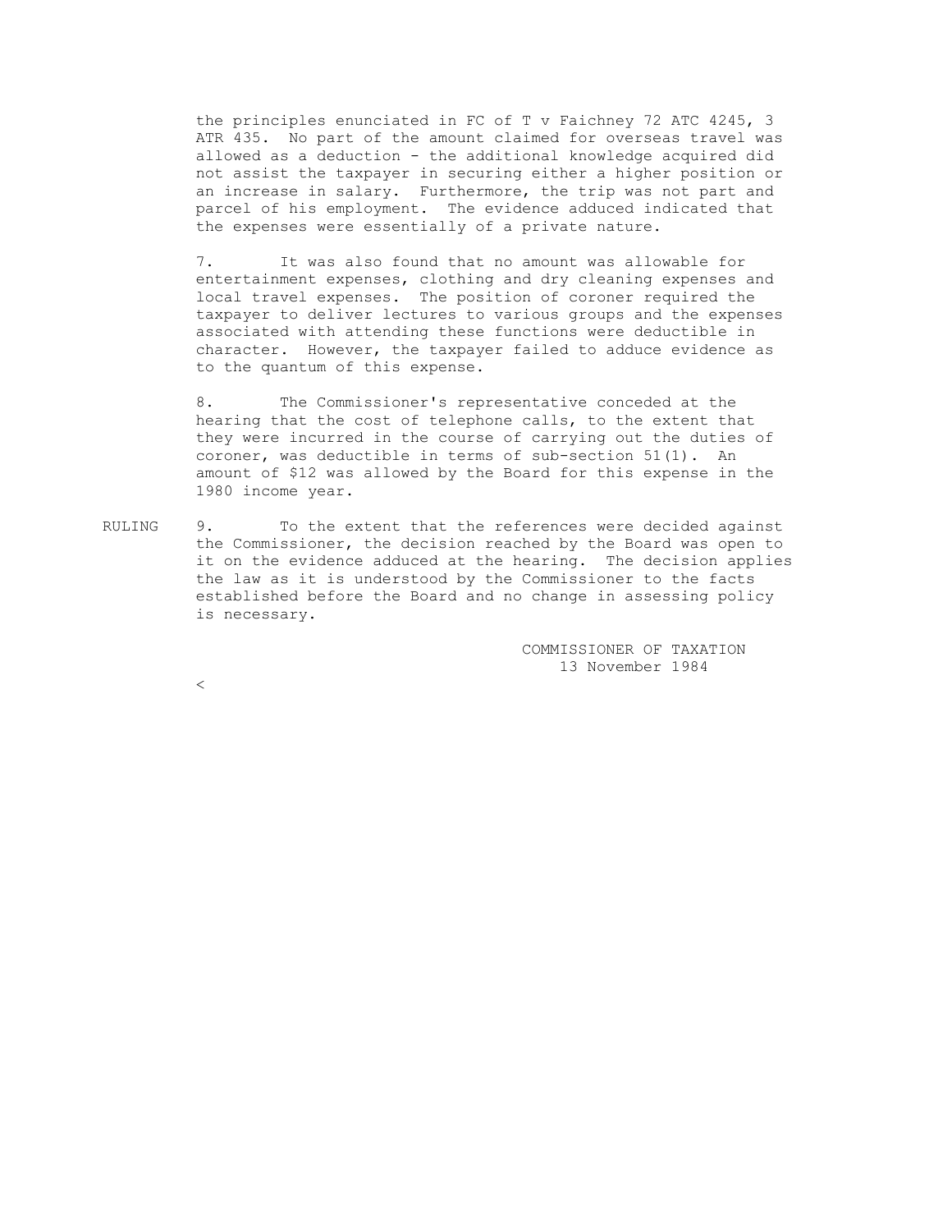the principles enunciated in FC of T v Faichney 72 ATC 4245, 3 ATR 435. No part of the amount claimed for overseas travel was allowed as a deduction - the additional knowledge acquired did not assist the taxpayer in securing either a higher position or an increase in salary. Furthermore, the trip was not part and parcel of his employment. The evidence adduced indicated that the expenses were essentially of a private nature.

7. It was also found that no amount was allowable for entertainment expenses, clothing and dry cleaning expenses and local travel expenses. The position of coroner required the taxpayer to deliver lectures to various groups and the expenses associated with attending these functions were deductible in character. However, the taxpayer failed to adduce evidence as to the quantum of this expense.

8. The Commissioner's representative conceded at the hearing that the cost of telephone calls, to the extent that they were incurred in the course of carrying out the duties of coroner, was deductible in terms of sub-section 51(1). An amount of $12 was allowed by the Board for this expense in the 1980 income year.

RULING

9. To the extent that the references were decided against the Commissioner, the decision reached by the Board was open to it on the evidence adduced at the hearing. The decision applies the law as it is understood by the Commissioner to the facts established before the Board and no change in assessing policy is necessary.

COMMISSIONER OF TAXATION
13 November 1984

<